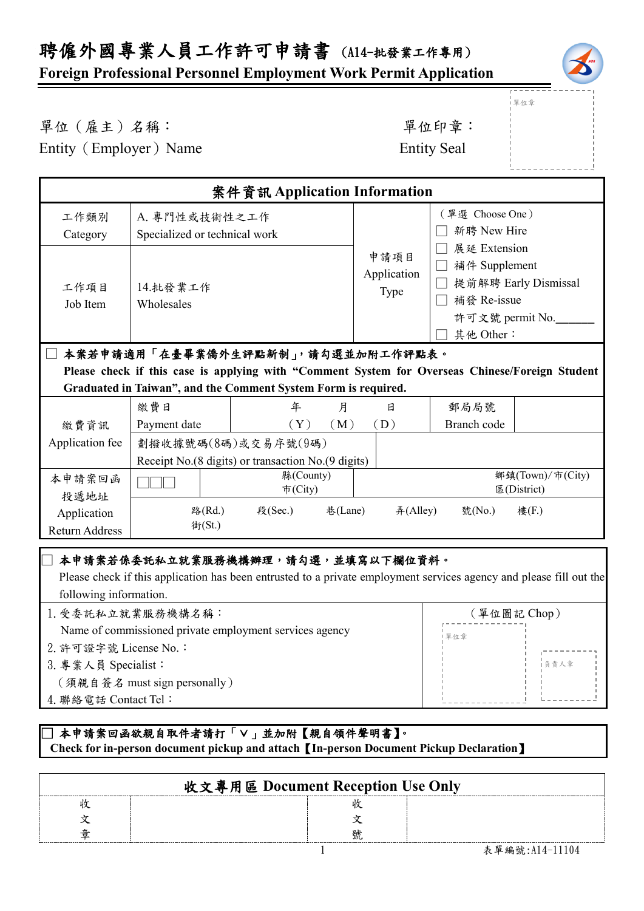# 聘僱外國專業人員工作許可申請書 (A14-批發業工作專用)

## Foreign Professional Personnel Employment Work Permit Application

單位（雇主）名稱：
Entity（Employer）Name

單位印章：
Entity Seal

單位章

| 案件資訊 Application Information | | | |
|---|---|---|---|
| 工作類別<br>Category | A. 專門性或技術性之工作<br>Specialized or technical work | 申請項目<br>Application Type | （單選 Choose One）<br>☐ 新聘 New Hire<br>☐ 展延 Extension<br>☐ 補件 Supplement<br>☐ 提前解聘 Early Dismissal<br>☐ 補發 Re-issue<br>許可文號 permit No.______<br>☐ 其他 Other： |
| 工作項目<br>Job Item | 14.批發業工作<br>Wholesales | | |

☐ **本案若申請適用「在臺畢業僑外生評點新制」，請勾選並加附工作評點表。**
**Please check if this case is applying with "Comment System for Overseas Chinese/Foreign Student Graduated in Taiwan", and the Comment System Form is required.**

| 繳費資訊<br>Application fee | 繳費日<br>Payment date | 年（Y） 月（M） 日（D） | 郵局局號<br>Branch code | |
|---|---|---|---|---|
| | 劃撥收據號碼(8碼)或交易序號(9碼)<br>Receipt No.(8 digits) or transaction No.(9 digits) | | | |
| 本申請案回函投遞地址<br>Application Return Address | ☐☐☐ | 縣(County)<br>市(City) | 鄉鎮(Town)/市(City)<br>區(District) | |
| | 路(Rd.)<br>街(St.) 段(Sec.) 巷(Lane) 弄(Alley) 號(No.) 樓(F.) | | | |

☐ **本申請案若係委託私立就業服務機構辦理，請勾選，並填寫以下欄位資料。**
Please check if this application has been entrusted to a private employment services agency and please fill out the following information.

| | （單位圖記 Chop） |
|---|---|
| 1. 受委託私立就業服務機構名稱：<br>Name of commissioned private employment services agency<br>2. 許可證字號 License No.：<br>3. 專業人員 Specialist：<br>（須親自簽名 must sign personally）<br>4. 聯絡電話 Contact Tel： | 單位章 負責人章 |

☐ **本申請案回函欲親自取件者請打「V」並加附【親自領件聲明書】。**
**Check for in-person document pickup and attach【In-person Document Pickup Declaration】**

| 收文專用區 Document Reception Use Only | | | |
|---|---|---|---|
| 收文章 | | 收文號 | |

表單編號:A14-11104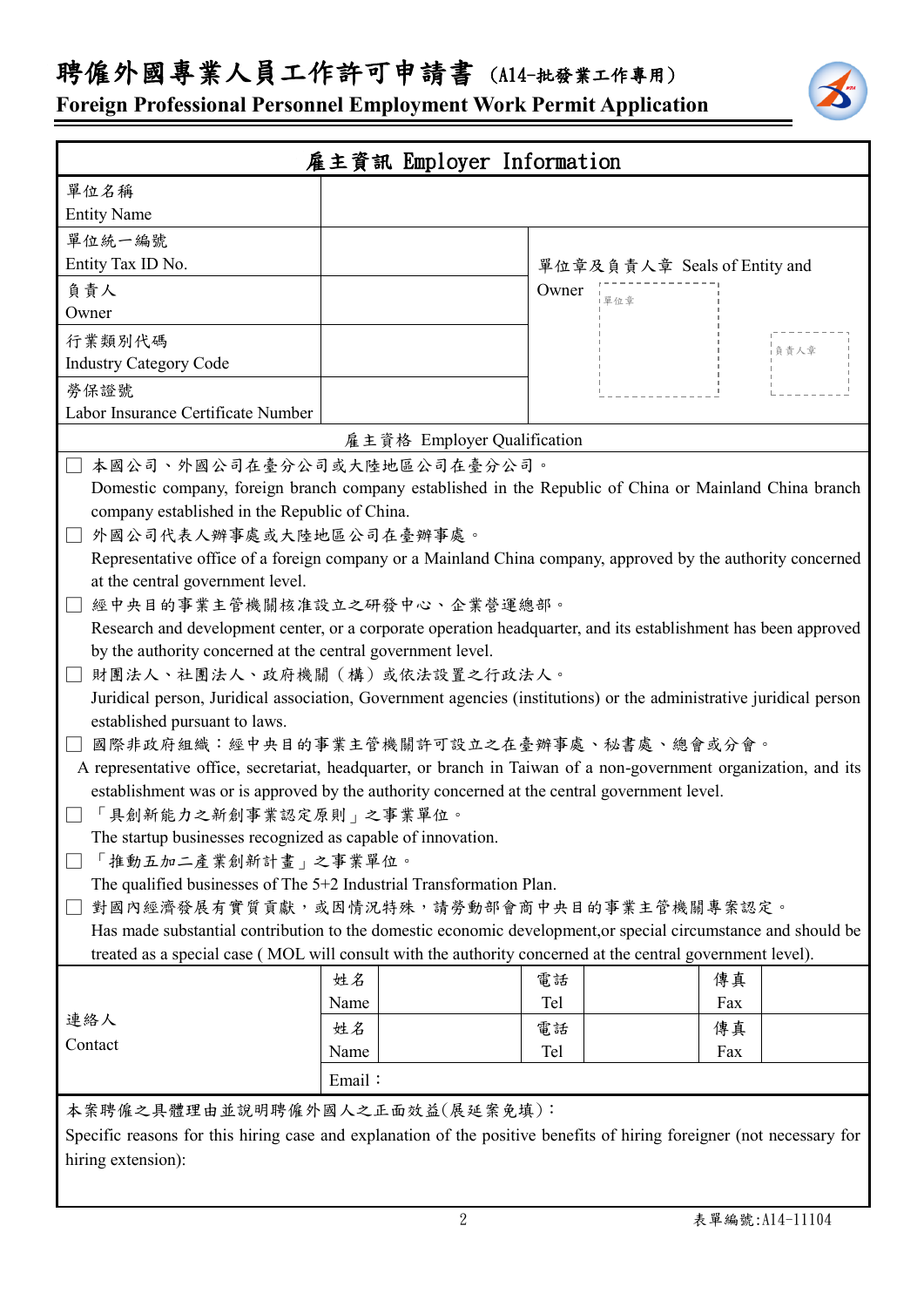# 聘僱外國專業人員工作許可申請書 (A14-批發業工作專用)

**Foreign Professional Personnel Employment Work Permit Application**

## 雇主資訊 Employer Information

| | | |
|---|---|---|
| 單位名稱 Entity Name | | |
| 單位統一編號 Entity Tax ID No. | | 單位章及負責人章 Seals of Entity and Owner<br>單位章 負責人章 |
| 負責人 Owner | | |
| 行業類別代碼 Industry Category Code | | |
| 勞保證號 Labor Insurance Certificate Number | | |

### 雇主資格 Employer Qualification

- ☐ 本國公司、外國公司在臺分公司或大陸地區公司在臺分公司。
  Domestic company, foreign branch company established in the Republic of China or Mainland China branch company established in the Republic of China.
- ☐ 外國公司代表人辦事處或大陸地區公司在臺辦事處。
  Representative office of a foreign company or a Mainland China company, approved by the authority concerned at the central government level.
- ☐ 經中央目的事業主管機關核准設立之研發中心、企業營運總部。
  Research and development center, or a corporate operation headquarter, and its establishment has been approved by the authority concerned at the central government level.
- ☐ 財團法人、社團法人、政府機關（構）或依法設置之行政法人。
  Juridical person, Juridical association, Government agencies (institutions) or the administrative juridical person established pursuant to laws.
- ☐ 國際非政府組織：經中央目的事業主管機關許可設立之在臺辦事處、秘書處、總會或分會。
  A representative office, secretariat, headquarter, or branch in Taiwan of a non-government organization, and its establishment was or is approved by the authority concerned at the central government level.
- ☐ 「具創新能力之新創事業認定原則」之事業單位。
  The startup businesses recognized as capable of innovation.
- ☐ 「推動五加二產業創新計畫」之事業單位。
  The qualified businesses of The 5+2 Industrial Transformation Plan.
- ☐ 對國內經濟發展有實質貢獻，或因情況特殊，請勞動部會商中央目的事業主管機關專案認定。
  Has made substantial contribution to the domestic economic development,or special circumstance and should be treated as a special case ( MOL will consult with the authority concerned at the central government level).

| 連絡人 Contact | 姓名 Name | | 電話 Tel | | 傳真 Fax | |
|---|---|---|---|---|---|---|
| | 姓名 Name | | 電話 Tel | | 傳真 Fax | |
| | Email： | | | | | |

本案聘僱之具體理由並說明聘僱外國人之正面效益(展延案免填)：

Specific reasons for this hiring case and explanation of the positive benefits of hiring foreigner (not necessary for hiring extension):

表單編號:A14-11104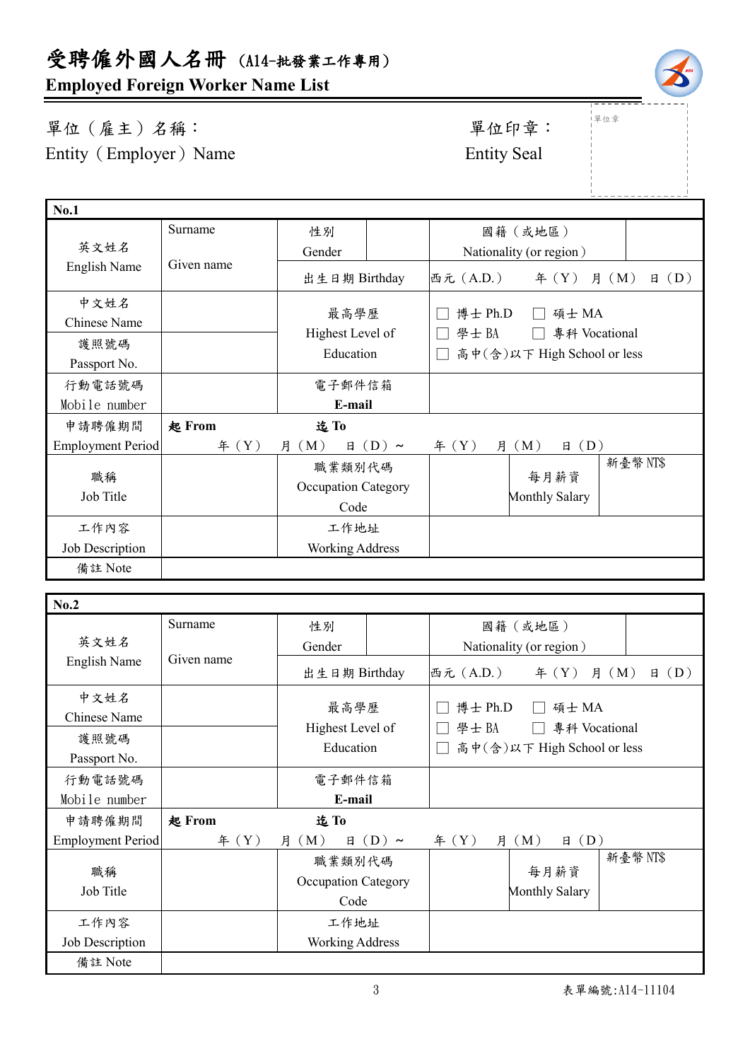# 受聘僱外國人名冊 (A14-批發業工作專用)

## Employed Foreign Worker Name List

單位（雇主）名稱：
Entity（Employer）Name

單位印章：
Entity Seal

單位章

| No.1 | | | | | | |
|---|---|---|---|---|---|---|
| 英文姓名<br>English Name | Surname<br><br>Given name | 性別<br>Gender | | 國籍（或地區）<br>Nationality (or region) | | |
| | | 出生日期 Birthday | 西元（A.D.） 年（Y） 月（M） 日（D） | | | |
| 中文姓名<br>Chinese Name | | 最高學歷<br>Highest Level of Education | ☐ 博士 Ph.D ☐ 碩士 MA<br>☐ 學士 BA ☐ 專科 Vocational<br>☐ 高中(含)以下 High School or less | | | |
| 護照號碼<br>Passport No. | | | | | | |
| 行動電話號碼<br>Mobile number | | 電子郵件信箱<br>**E-mail** | | | | |
| 申請聘僱期間<br>Employment Period | **起 From** 年（Y） 月（M） 日（D）～ | **迄 To** 年（Y） 月（M） 日（D） | | | | |
| 職稱<br>Job Title | | 職業類別代碼<br>Occupation Category Code | | 每月薪資<br>Monthly Salary | 新臺幣 NT$ | |
| 工作內容<br>Job Description | | 工作地址<br>Working Address | | | | |
| 備註 Note | | | | | | |

| No.2 | | | | | | |
|---|---|---|---|---|---|---|
| 英文姓名<br>English Name | Surname<br><br>Given name | 性別<br>Gender | | 國籍（或地區）<br>Nationality (or region) | | |
| | | 出生日期 Birthday | 西元（A.D.） 年（Y） 月（M） 日（D） | | | |
| 中文姓名<br>Chinese Name | | 最高學歷<br>Highest Level of Education | ☐ 博士 Ph.D ☐ 碩士 MA<br>☐ 學士 BA ☐ 專科 Vocational<br>☐ 高中(含)以下 High School or less | | | |
| 護照號碼<br>Passport No. | | | | | | |
| 行動電話號碼<br>Mobile number | | 電子郵件信箱<br>**E-mail** | | | | |
| 申請聘僱期間<br>Employment Period | **起 From** 年（Y） 月（M） 日（D）～ | **迄 To** 年（Y） 月（M） 日（D） | | | | |
| 職稱<br>Job Title | | 職業類別代碼<br>Occupation Category Code | | 每月薪資<br>Monthly Salary | 新臺幣 NT$ | |
| 工作內容<br>Job Description | | 工作地址<br>Working Address | | | | |
| 備註 Note | | | | | | |

表單編號:A14-11104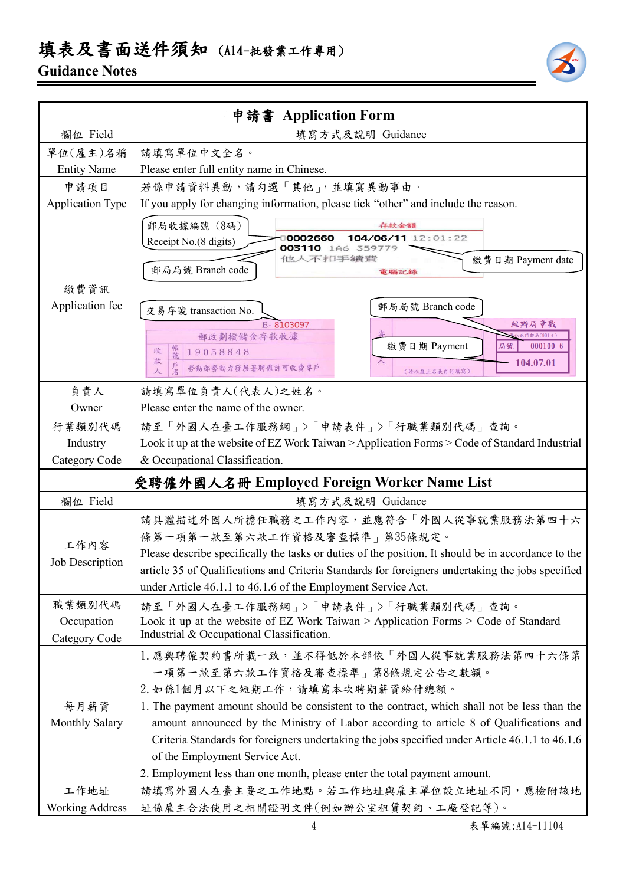# 填表及書面送件須知 (A14-批發業工作專用)

**Guidance Notes**

| 申請書 Application Form | |
|---|---|
| 欄位 Field | 填寫方式及說明 Guidance |
| 單位(雇主)名稱 Entity Name | 請填寫單位中文全名。<br>Please enter full entity name in Chinese. |
| 申請項目 Application Type | 若係申請資料異動，請勾選「其他」，並填寫異動事由。<br>If you apply for changing information, please tick "other" and include the reason. |
| 繳費資訊 Application fee | 郵局收據編號（8碼）Receipt No.(8 digits)<br>郵局局號 Branch code<br>繳費日期 Payment date<br>存款金額<br>00002660 104/06/11 12:01:22<br>003110 1A6 359779<br>他人不扣手續費<br>電腦記錄<br><br>交易序號 transaction No.<br>郵局局號 Branch code<br>繳費日期 Payment<br>E- 8103097<br>郵政劃撥儲金存款收據<br>收款人 帳號 19058848<br>戶名 勞動部勞動力發展署聘僱許可收費專戶<br>經辦局章戳<br>局號 000100-6<br>104.07.01 |
| 負責人 Owner | 請填寫單位負責人(代表人)之姓名。<br>Please enter the name of the owner. |
| 行業類別代碼 Industry Category Code | 請至「外國人在臺工作服務網」>「申請表件」>「行職業類別代碼」查詢。<br>Look it up at the website of EZ Work Taiwan > Application Forms > Code of Standard Industrial & Occupational Classification. |

| 受聘僱外國人名冊 Employed Foreign Worker Name List | |
|---|---|
| 欄位 Field | 填寫方式及說明 Guidance |
| 工作內容 Job Description | 請具體描述外國人所擔任職務之工作內容，並應符合「外國人從事就業服務法第四十六條第一項第一款至第六款工作資格及審查標準」第35條規定。<br>Please describe specifically the tasks or duties of the position. It should be in accordance to the article 35 of Qualifications and Criteria Standards for foreigners undertaking the jobs specified under Article 46.1.1 to 46.1.6 of the Employment Service Act. |
| 職業類別代碼 Occupation Category Code | 請至「外國人在臺工作服務網」>「申請表件」>「行職業類別代碼」查詢。<br>Look it up at the website of EZ Work Taiwan > Application Forms > Code of Standard Industrial & Occupational Classification. |
| 每月薪資 Monthly Salary | 1. 應與聘僱契約書所載一致，並不得低於本部依「外國人從事就業服務法第四十六條第一項第一款至第六款工作資格及審查標準」第8條規定公告之數額。<br>2. 如係1個月以下之短期工作，請填寫本次聘期薪資給付總額。<br>1. The payment amount should be consistent to the contract, which shall not be less than the amount announced by the Ministry of Labor according to article 8 of Qualifications and Criteria Standards for foreigners undertaking the jobs specified under Article 46.1.1 to 46.1.6 of the Employment Service Act.<br>2. Employment less than one month, please enter the total payment amount. |
| 工作地址 Working Address | 請填寫外國人在臺主要之工作地點。若工作地址與雇主單位設立地址不同，應檢附該地址係雇主合法使用之相關證明文件(例如辦公室租賃契約、工廠登記等)。 |

表單編號:A14-11104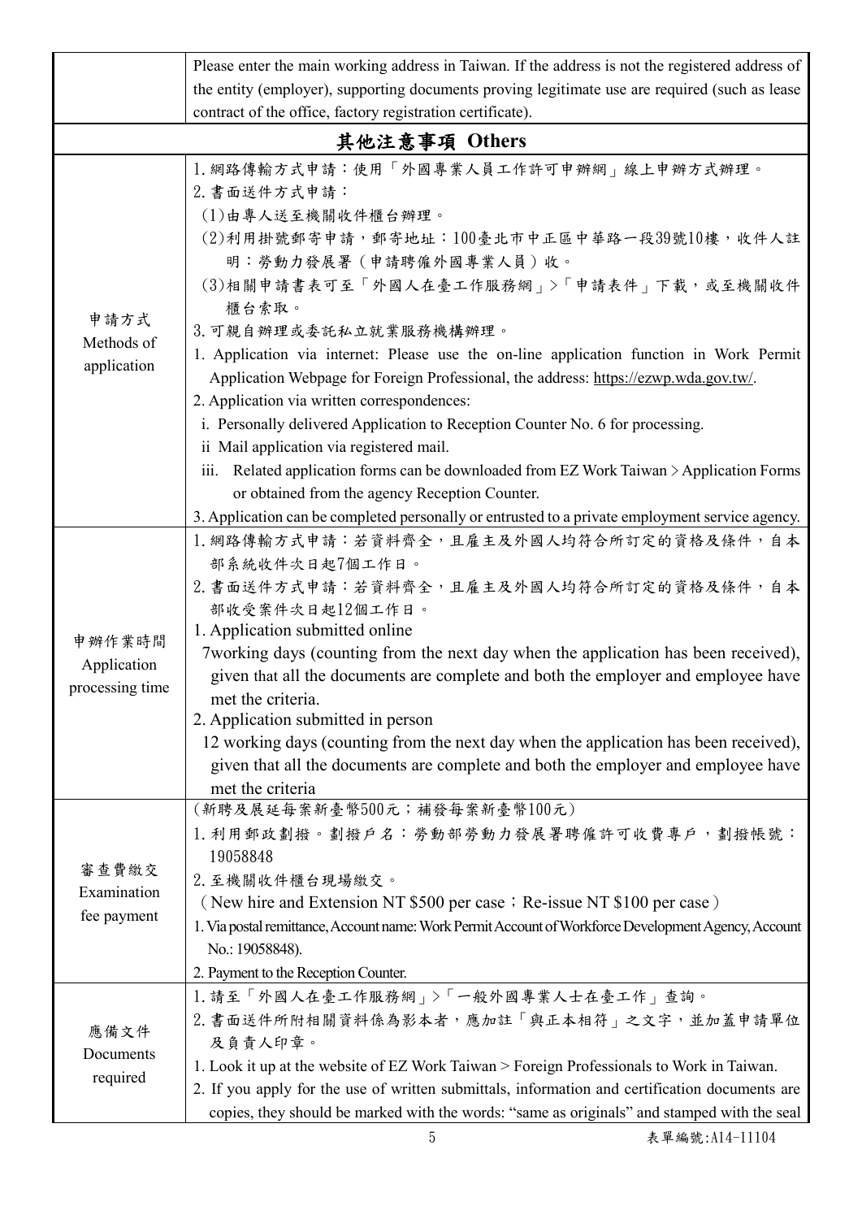| | Please enter the main working address in Taiwan. If the address is not the registered address of the entity (employer), supporting documents proving legitimate use are required (such as lease contract of the office, factory registration certificate). |
|---|---|
| **其他注意事項 Others** | |
| 申請方式<br>Methods of application | 1.網路傳輸方式申請：使用「外國專業人員工作許可申辦網」線上申辦方式辦理。<br>2.書面送件方式申請：<br>(1)由專人送至機關收件櫃台辦理。<br>(2)利用掛號郵寄申請，郵寄地址：100臺北市中正區中華路一段39號10樓，收件人註明：勞動力發展署（申請聘僱外國專業人員）收。<br>(3)相關申請書表可至「外國人在臺工作服務網」>「申請表件」下載，或至機關收件櫃台索取。<br>3.可親自辦理或委託私立就業服務機構辦理。<br>1. Application via internet: Please use the on-line application function in Work Permit Application Webpage for Foreign Professional, the address: https://ezwp.wda.gov.tw/.<br>2. Application via written correspondences:<br>i. Personally delivered Application to Reception Counter No. 6 for processing.<br>ii Mail application via registered mail.<br>iii. Related application forms can be downloaded from EZ Work Taiwan > Application Forms or obtained from the agency Reception Counter.<br>3. Application can be completed personally or entrusted to a private employment service agency. |
| 申辦作業時間<br>Application processing time | 1.網路傳輸方式申請：若資料齊全，且雇主及外國人均符合所訂定的資格及條件，自本部系統收件次日起7個工作日。<br>2.書面送件方式申請：若資料齊全，且雇主及外國人均符合所訂定的資格及條件，自本部收受案件次日起12個工作日。<br>1. Application submitted online<br>7working days (counting from the next day when the application has been received), given that all the documents are complete and both the employer and employee have met the criteria.<br>2. Application submitted in person<br>12 working days (counting from the next day when the application has been received), given that all the documents are complete and both the employer and employee have met the criteria |
| 審查費繳交<br>Examination fee payment | (新聘及展延每案新臺幣500元；補發每案新臺幣100元)<br>1.利用郵政劃撥。劃撥戶名：勞動部勞動力發展署聘僱許可收費專戶，劃撥帳號：19058848<br>2.至機關收件櫃台現場繳交。<br>（New hire and Extension NT $500 per case；Re-issue NT $100 per case）<br>1. Via postal remittance, Account name: Work Permit Account of Workforce Development Agency, Account No.: 19058848).<br>2. Payment to the Reception Counter. |
| 應備文件<br>Documents required | 1.請至「外國人在臺工作服務網」>「一般外國專業人士在臺工作」查詢。<br>2.書面送件所附相關資料係為影本者，應加註「與正本相符」之文字，並加蓋申請單位及負責人印章。<br>1. Look it up at the website of EZ Work Taiwan > Foreign Professionals to Work in Taiwan.<br>2. If you apply for the use of written submittals, information and certification documents are copies, they should be marked with the words: "same as originals" and stamped with the seal |

表單編號:A14-11104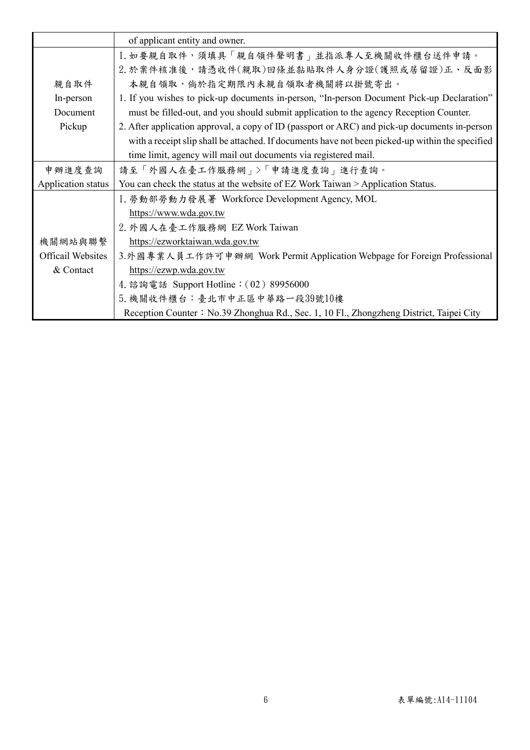| | |
|---|---|
| | of applicant entity and owner. |
| 親自取件<br>In-person Document Pickup | 1. 如要親自取件，須填具「親自領件聲明書」並指派專人至機關收件櫃台送件申請。<br>2. 於案件核准後，請憑收件(親取)回條並黏貼取件人身分證(護照或居留證)正、反面影本親自領取，倘於指定期限內未親自領取者機關將以掛號寄出。<br>1. If you wishes to pick-up documents in-person, "In-person Document Pick-up Declaration" must be filled-out, and you should submit application to the agency Reception Counter.<br>2. After application approval, a copy of ID (passport or ARC) and pick-up documents in-person with a receipt slip shall be attached. If documents have not been picked-up within the specified time limit, agency will mail out documents via registered mail. |
| 申辦進度查詢<br>Application status | 請至「外國人在臺工作服務網」>「申請進度查詢」進行查詢。<br>You can check the status at the website of EZ Work Taiwan > Application Status. |
| 機關網站與聯繫<br>Officail Websites & Contact | 1. 勞動部勞動力發展署 Workforce Development Agency, MOL<br>https://www.wda.gov.tw<br>2. 外國人在臺工作服務網 EZ Work Taiwan<br>https://ezworktaiwan.wda.gov.tw<br>3.外國專業人員工作許可申辦網 Work Permit Application Webpage for Foreign Professional<br>https://ezwp.wda.gov.tw<br>4. 諮詢電話 Support Hotline：(02) 89956000<br>5. 機關收件櫃台：臺北市中正區中華路一段39號10樓<br>Reception Counter：No.39 Zhonghua Rd., Sec. 1, 10 Fl., Zhongzheng District, Taipei City |

表單編號:A14-11104